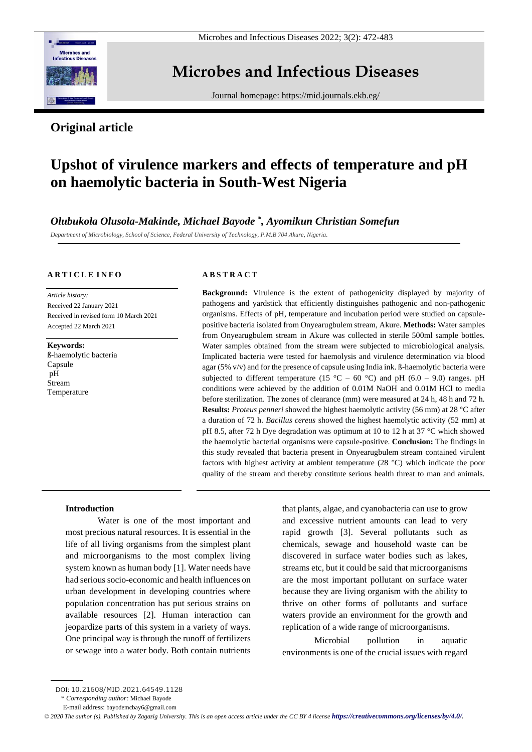## Original article

# Upshot of virulence markers and effects of temperature and pH on haemolytic bacteria in South-West Nigeria

***Olubukola Olusola-Makinde, Michael Bayode \*, Ayomikun Christian Somefun***

*Department of Microbiology, School of Science, Federal University of Technology, P.M.B 704 Akure, Nigeria.*

**ARTICLE INFO**

*Article history:*
Received 22 January 2021
Received in revised form 10 March 2021
Accepted 22 March 2021

**Keywords:**
ß-haemolytic bacteria
Capsule
pH
Stream
Temperature

**ABSTRACT**

**Background:** Virulence is the extent of pathogenicity displayed by majority of pathogens and yardstick that efficiently distinguishes pathogenic and non-pathogenic organisms. Effects of pH, temperature and incubation period were studied on capsule-positive bacteria isolated from Onyearugbulem stream, Akure. **Methods:** Water samples from Onyearugbulem stream in Akure was collected in sterile 500ml sample bottles. Water samples obtained from the stream were subjected to microbiological analysis. Implicated bacteria were tested for haemolysis and virulence determination via blood agar (5% v/v) and for the presence of capsule using India ink. ß-haemolytic bacteria were subjected to different temperature (15 °C – 60 °C) and pH (6.0 – 9.0) ranges. pH conditions were achieved by the addition of 0.01M NaOH and 0.01M HCl to media before sterilization. The zones of clearance (mm) were measured at 24 h, 48 h and 72 h. **Results:** *Proteus penneri* showed the highest haemolytic activity (56 mm) at 28 °C after a duration of 72 h. *Bacillus cereus* showed the highest haemolytic activity (52 mm) at pH 8.5, after 72 h Dye degradation was optimum at 10 to 12 h at 37 °C which showed the haemolytic bacterial organisms were capsule-positive. **Conclusion:** The findings in this study revealed that bacteria present in Onyearugbulem stream contained virulent factors with highest activity at ambient temperature (28 °C) which indicate the poor quality of the stream and thereby constitute serious health threat to man and animals.

### Introduction

Water is one of the most important and most precious natural resources. It is essential in the life of all living organisms from the simplest plant and microorganisms to the most complex living system known as human body [1]. Water needs have had serious socio-economic and health influences on urban development in developing countries where population concentration has put serious strains on available resources [2]. Human interaction can jeopardize parts of this system in a variety of ways. One principal way is through the runoff of fertilizers or sewage into a water body. Both contain nutrients that plants, algae, and cyanobacteria can use to grow and excessive nutrient amounts can lead to very rapid growth [3]. Several pollutants such as chemicals, sewage and household waste can be discovered in surface water bodies such as lakes, streams etc, but it could be said that microorganisms are the most important pollutant on surface water because they are living organism with the ability to thrive on other forms of pollutants and surface waters provide an environment for the growth and replication of a wide range of microorganisms.

Microbial pollution in aquatic environments is one of the crucial issues with regard

---

DOI: 10.21608/MID.2021.64549.1128
\* *Corresponding author:* Michael Bayode
E-mail address: bayodemcbay6@gmail.com

*© 2020 The author (s). Published by Zagazig University. This is an open access article under the CC BY 4 license https://creativecommons.org/licenses/by/4.0/.*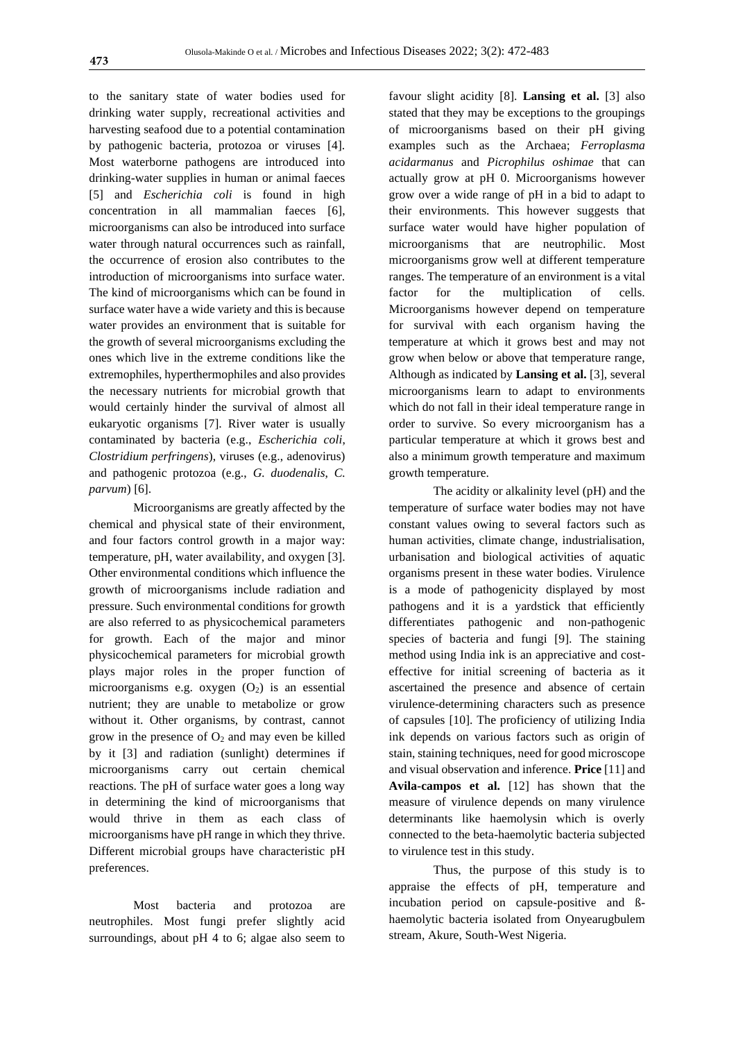to the sanitary state of water bodies used for drinking water supply, recreational activities and harvesting seafood due to a potential contamination by pathogenic bacteria, protozoa or viruses [4]. Most waterborne pathogens are introduced into drinking-water supplies in human or animal faeces [5] and *Escherichia coli* is found in high concentration in all mammalian faeces [6], microorganisms can also be introduced into surface water through natural occurrences such as rainfall, the occurrence of erosion also contributes to the introduction of microorganisms into surface water. The kind of microorganisms which can be found in surface water have a wide variety and this is because water provides an environment that is suitable for the growth of several microorganisms excluding the ones which live in the extreme conditions like the extremophiles, hyperthermophiles and also provides the necessary nutrients for microbial growth that would certainly hinder the survival of almost all eukaryotic organisms [7]. River water is usually contaminated by bacteria (e.g., *Escherichia coli*, *Clostridium perfringens*), viruses (e.g., adenovirus) and pathogenic protozoa (e.g., *G. duodenalis*, *C. parvum*) [6].

Microorganisms are greatly affected by the chemical and physical state of their environment, and four factors control growth in a major way: temperature, pH, water availability, and oxygen [3]. Other environmental conditions which influence the growth of microorganisms include radiation and pressure. Such environmental conditions for growth are also referred to as physicochemical parameters for growth. Each of the major and minor physicochemical parameters for microbial growth plays major roles in the proper function of microorganisms e.g. oxygen ($O_2$) is an essential nutrient; they are unable to metabolize or grow without it. Other organisms, by contrast, cannot grow in the presence of $O_2$ and may even be killed by it [3] and radiation (sunlight) determines if microorganisms carry out certain chemical reactions. The pH of surface water goes a long way in determining the kind of microorganisms that would thrive in them as each class of microorganisms have pH range in which they thrive. Different microbial groups have characteristic pH preferences.

Most bacteria and protozoa are neutrophiles. Most fungi prefer slightly acid surroundings, about pH 4 to 6; algae also seem to favour slight acidity [8]. **Lansing et al.** [3] also stated that they may be exceptions to the groupings of microorganisms based on their pH giving examples such as the Archaea; *Ferroplasma acidarmanus* and *Picrophilus oshimae* that can actually grow at pH 0. Microorganisms however grow over a wide range of pH in a bid to adapt to their environments. This however suggests that surface water would have higher population of microorganisms that are neutrophilic. Most microorganisms grow well at different temperature ranges. The temperature of an environment is a vital factor for the multiplication of cells. Microorganisms however depend on temperature for survival with each organism having the temperature at which it grows best and may not grow when below or above that temperature range, Although as indicated by **Lansing et al.** [3], several microorganisms learn to adapt to environments which do not fall in their ideal temperature range in order to survive. So every microorganism has a particular temperature at which it grows best and also a minimum growth temperature and maximum growth temperature.

The acidity or alkalinity level (pH) and the temperature of surface water bodies may not have constant values owing to several factors such as human activities, climate change, industrialisation, urbanisation and biological activities of aquatic organisms present in these water bodies. Virulence is a mode of pathogenicity displayed by most pathogens and it is a yardstick that efficiently differentiates pathogenic and non-pathogenic species of bacteria and fungi [9]. The staining method using India ink is an appreciative and cost-effective for initial screening of bacteria as it ascertained the presence and absence of certain virulence-determining characters such as presence of capsules [10]. The proficiency of utilizing India ink depends on various factors such as origin of stain, staining techniques, need for good microscope and visual observation and inference. **Price** [11] and **Avila-campos et al.** [12] has shown that the measure of virulence depends on many virulence determinants like haemolysin which is overly connected to the beta-haemolytic bacteria subjected to virulence test in this study.

Thus, the purpose of this study is to appraise the effects of pH, temperature and incubation period on capsule-positive and ß-haemolytic bacteria isolated from Onyearugbulem stream, Akure, South-West Nigeria.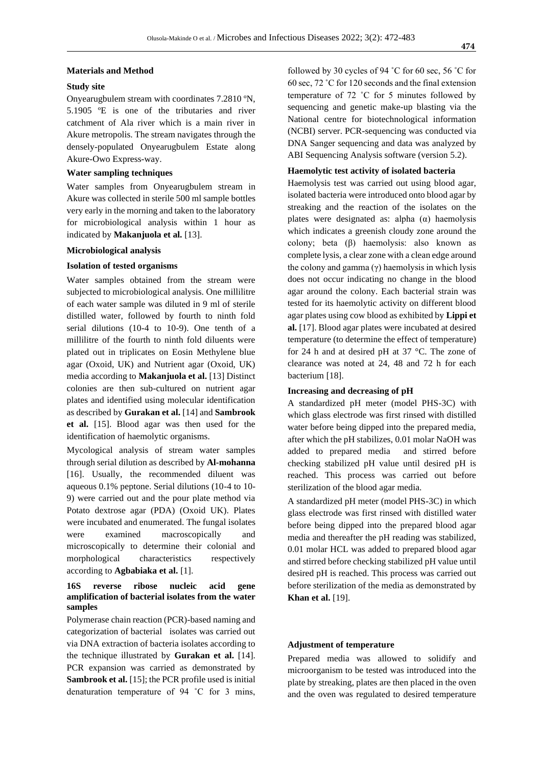## Materials and Method

### Study site

Onyearugbulem stream with coordinates 7.2810 ºN, 5.1905 ºE is one of the tributaries and river catchment of Ala river which is a main river in Akure metropolis. The stream navigates through the densely-populated Onyearugbulem Estate along Akure-Owo Express-way.

### Water sampling techniques

Water samples from Onyearugbulem stream in Akure was collected in sterile 500 ml sample bottles very early in the morning and taken to the laboratory for microbiological analysis within 1 hour as indicated by **Makanjuola et al.** [13].

### Microbiological analysis

### Isolation of tested organisms

Water samples obtained from the stream were subjected to microbiological analysis. One millilitre of each water sample was diluted in 9 ml of sterile distilled water, followed by fourth to ninth fold serial dilutions (10-4 to 10-9). One tenth of a millilitre of the fourth to ninth fold diluents were plated out in triplicates on Eosin Methylene blue agar (Oxoid, UK) and Nutrient agar (Oxoid, UK) media according to **Makanjuola et al.** [13] Distinct colonies are then sub-cultured on nutrient agar plates and identified using molecular identification as described by **Gurakan et al.** [14] and **Sambrook et al.** [15]. Blood agar was then used for the identification of haemolytic organisms.

Mycological analysis of stream water samples through serial dilution as described by **Al-mohanna** [16]. Usually, the recommended diluent was aqueous 0.1% peptone. Serial dilutions (10-4 to 10-9) were carried out and the pour plate method via Potato dextrose agar (PDA) (Oxoid UK). Plates were incubated and enumerated. The fungal isolates were examined macroscopically and microscopically to determine their colonial and morphological characteristics respectively according to **Agbabiaka et al.** [1].

### 16S reverse ribose nucleic acid gene amplification of bacterial isolates from the water samples

Polymerase chain reaction (PCR)-based naming and categorization of bacterial isolates was carried out via DNA extraction of bacteria isolates according to the technique illustrated by **Gurakan et al.** [14]. PCR expansion was carried as demonstrated by **Sambrook et al.** [15]; the PCR profile used is initial denaturation temperature of 94 ˚C for 3 mins, followed by 30 cycles of 94 ˚C for 60 sec, 56 ˚C for 60 sec, 72 ˚C for 120 seconds and the final extension temperature of 72 ˚C for 5 minutes followed by sequencing and genetic make-up blasting via the National centre for biotechnological information (NCBI) server. PCR-sequencing was conducted via DNA Sanger sequencing and data was analyzed by ABI Sequencing Analysis software (version 5.2).

### Haemolytic test activity of isolated bacteria

Haemolysis test was carried out using blood agar, isolated bacteria were introduced onto blood agar by streaking and the reaction of the isolates on the plates were designated as: alpha (α) haemolysis which indicates a greenish cloudy zone around the colony; beta (β) haemolysis: also known as complete lysis, a clear zone with a clean edge around the colony and gamma (γ) haemolysis in which lysis does not occur indicating no change in the blood agar around the colony. Each bacterial strain was tested for its haemolytic activity on different blood agar plates using cow blood as exhibited by **Lippi et al.** [17]. Blood agar plates were incubated at desired temperature (to determine the effect of temperature) for 24 h and at desired pH at 37 °C. The zone of clearance was noted at 24, 48 and 72 h for each bacterium [18].

### Increasing and decreasing of pH

A standardized pH meter (model PHS-3C) with which glass electrode was first rinsed with distilled water before being dipped into the prepared media, after which the pH stabilizes, 0.01 molar NaOH was added to prepared media and stirred before checking stabilized pH value until desired pH is reached. This process was carried out before sterilization of the blood agar media.

A standardized pH meter (model PHS-3C) in which glass electrode was first rinsed with distilled water before being dipped into the prepared blood agar media and thereafter the pH reading was stabilized, 0.01 molar HCL was added to prepared blood agar and stirred before checking stabilized pH value until desired pH is reached. This process was carried out before sterilization of the media as demonstrated by **Khan et al.** [19].

### Adjustment of temperature

Prepared media was allowed to solidify and microorganism to be tested was introduced into the plate by streaking, plates are then placed in the oven and the oven was regulated to desired temperature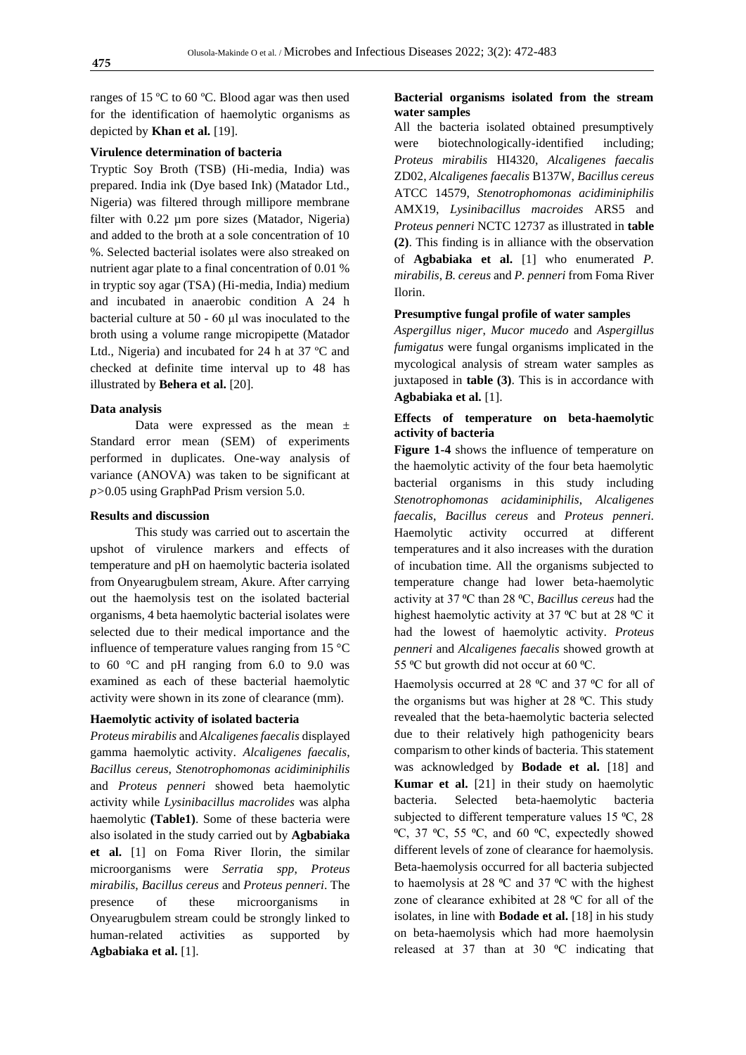ranges of 15 ºC to 60 ºC. Blood agar was then used for the identification of haemolytic organisms as depicted by **Khan et al.** [19].

**Virulence determination of bacteria**

Tryptic Soy Broth (TSB) (Hi-media, India) was prepared. India ink (Dye based Ink) (Matador Ltd., Nigeria) was filtered through millipore membrane filter with 0.22 µm pore sizes (Matador, Nigeria) and added to the broth at a sole concentration of 10 %. Selected bacterial isolates were also streaked on nutrient agar plate to a final concentration of 0.01 % in tryptic soy agar (TSA) (Hi-media, India) medium and incubated in anaerobic condition A 24 h bacterial culture at 50 - 60 µl was inoculated to the broth using a volume range micropipette (Matador Ltd., Nigeria) and incubated for 24 h at 37 ºC and checked at definite time interval up to 48 has illustrated by **Behera et al.** [20].

**Data analysis**

Data were expressed as the mean ± Standard error mean (SEM) of experiments performed in duplicates. One-way analysis of variance (ANOVA) was taken to be significant at $p > 0.05$ using GraphPad Prism version 5.0.

**Results and discussion**

This study was carried out to ascertain the upshot of virulence markers and effects of temperature and pH on haemolytic bacteria isolated from Onyearugbulem stream, Akure. After carrying out the haemolysis test on the isolated bacterial organisms, 4 beta haemolytic bacterial isolates were selected due to their medical importance and the influence of temperature values ranging from 15 °C to 60 °C and pH ranging from 6.0 to 9.0 was examined as each of these bacterial haemolytic activity were shown in its zone of clearance (mm).

**Haemolytic activity of isolated bacteria**

*Proteus mirabilis* and *Alcaligenes faecalis* displayed gamma haemolytic activity. *Alcaligenes faecalis*, *Bacillus cereus*, *Stenotrophomonas acidiminiphilis* and *Proteus penneri* showed beta haemolytic activity while *Lysinibacillus macrolides* was alpha haemolytic **(Table1)**. Some of these bacteria were also isolated in the study carried out by **Agbabiaka et al.** [1] on Foma River Ilorin, the similar microorganisms were *Serratia spp*, *Proteus mirabilis*, *Bacillus cereus* and *Proteus penneri*. The presence of these microorganisms in Onyearugbulem stream could be strongly linked to human-related activities as supported by **Agbabiaka et al.** [1].

**Bacterial organisms isolated from the stream water samples**

All the bacteria isolated obtained presumptively were biotechnologically-identified including; *Proteus mirabilis* HI4320, *Alcaligenes faecalis* ZD02, *Alcaligenes faecalis* B137W, *Bacillus cereus* ATCC 14579, *Stenotrophomonas acidiminiphilis* AMX19, *Lysinibacillus macroides* ARS5 and *Proteus penneri* NCTC 12737 as illustrated in **table (2)**. This finding is in alliance with the observation of **Agbabiaka et al.** [1] who enumerated *P. mirabilis*, *B. cereus* and *P. penneri* from Foma River Ilorin.

**Presumptive fungal profile of water samples**

*Aspergillus niger*, *Mucor mucedo* and *Aspergillus fumigatus* were fungal organisms implicated in the mycological analysis of stream water samples as juxtaposed in **table (3)**. This is in accordance with **Agbabiaka et al.** [1].

**Effects of temperature on beta-haemolytic activity of bacteria**

**Figure 1-4** shows the influence of temperature on the haemolytic activity of the four beta haemolytic bacterial organisms in this study including *Stenotrophomonas acidaminiphilis*, *Alcaligenes faecalis*, *Bacillus cereus* and *Proteus penneri*. Haemolytic activity occurred at different temperatures and it also increases with the duration of incubation time. All the organisms subjected to temperature change had lower beta-haemolytic activity at 37 ºC than 28 ºC, *Bacillus cereus* had the highest haemolytic activity at 37 ºC but at 28 ºC it had the lowest of haemolytic activity. *Proteus penneri* and *Alcaligenes faecalis* showed growth at 55 ºC but growth did not occur at 60 ºC.

Haemolysis occurred at 28 ºC and 37 ºC for all of the organisms but was higher at 28 ºC. This study revealed that the beta-haemolytic bacteria selected due to their relatively high pathogenicity bears comparism to other kinds of bacteria. This statement was acknowledged by **Bodade et al.** [18] and **Kumar et al.** [21] in their study on haemolytic bacteria. Selected beta-haemolytic bacteria subjected to different temperature values 15 ºC, 28 ºC, 37 ºC, 55 ºC, and 60 ºC, expectedly showed different levels of zone of clearance for haemolysis. Beta-haemolysis occurred for all bacteria subjected to haemolysis at 28 ºC and 37 ºC with the highest zone of clearance exhibited at 28 ºC for all of the isolates, in line with **Bodade et al.** [18] in his study on beta-haemolysis which had more haemolysin released at 37 than at 30 ºC indicating that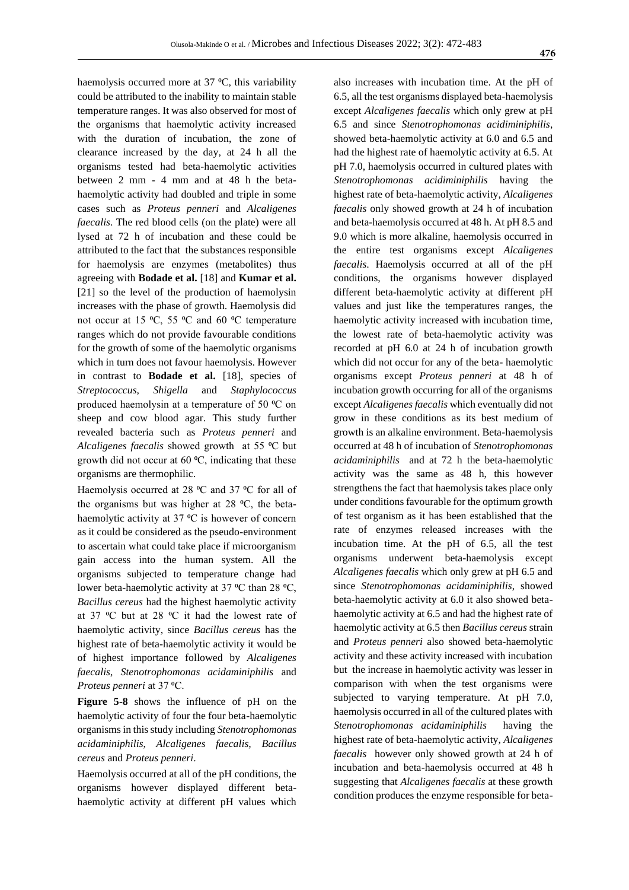haemolysis occurred more at 37 ºC, this variability could be attributed to the inability to maintain stable temperature ranges. It was also observed for most of the organisms that haemolytic activity increased with the duration of incubation, the zone of clearance increased by the day, at 24 h all the organisms tested had beta-haemolytic activities between 2 mm - 4 mm and at 48 h the beta-haemolytic activity had doubled and triple in some cases such as *Proteus penneri* and *Alcaligenes faecalis*. The red blood cells (on the plate) were all lysed at 72 h of incubation and these could be attributed to the fact that the substances responsible for haemolysis are enzymes (metabolites) thus agreeing with **Bodade et al.** [18] and **Kumar et al.** [21] so the level of the production of haemolysin increases with the phase of growth. Haemolysis did not occur at 15 ºC, 55 ºC and 60 ºC temperature ranges which do not provide favourable conditions for the growth of some of the haemolytic organisms which in turn does not favour haemolysis. However in contrast to **Bodade et al.** [18], species of *Streptococcus*, *Shigella* and *Staphylococcus* produced haemolysin at a temperature of 50 ºC on sheep and cow blood agar. This study further revealed bacteria such as *Proteus penneri* and *Alcaligenes faecalis* showed growth at 55 ºC but growth did not occur at 60 ºC, indicating that these organisms are thermophilic.

Haemolysis occurred at 28 ºC and 37 ºC for all of the organisms but was higher at 28 ºC, the beta-haemolytic activity at 37 ºC is however of concern as it could be considered as the pseudo-environment to ascertain what could take place if microorganism gain access into the human system. All the organisms subjected to temperature change had lower beta-haemolytic activity at 37 ºC than 28 ºC, *Bacillus cereus* had the highest haemolytic activity at 37 ºC but at 28 ºC it had the lowest rate of haemolytic activity, since *Bacillus cereus* has the highest rate of beta-haemolytic activity it would be of highest importance followed by *Alcaligenes faecalis*, *Stenotrophomonas acidaminiphilis* and *Proteus penneri* at 37 ºC.

**Figure 5-8** shows the influence of pH on the haemolytic activity of four the four beta-haemolytic organisms in this study including *Stenotrophomonas acidaminiphilis*, *Alcaligenes faecalis*, *Bacillus cereus* and *Proteus penneri*.

Haemolysis occurred at all of the pH conditions, the organisms however displayed different beta-haemolytic activity at different pH values which also increases with incubation time. At the pH of 6.5, all the test organisms displayed beta-haemolysis except *Alcaligenes faecalis* which only grew at pH 6.5 and since *Stenotrophomonas acidiminiphilis*, showed beta-haemolytic activity at 6.0 and 6.5 and had the highest rate of haemolytic activity at 6.5. At pH 7.0, haemolysis occurred in cultured plates with *Stenotrophomonas acidiminiphilis* having the highest rate of beta-haemolytic activity, *Alcaligenes faecalis* only showed growth at 24 h of incubation and beta-haemolysis occurred at 48 h. At pH 8.5 and 9.0 which is more alkaline, haemolysis occurred in the entire test organisms except *Alcaligenes faecalis*. Haemolysis occurred at all of the pH conditions, the organisms however displayed different beta-haemolytic activity at different pH values and just like the temperatures ranges, the haemolytic activity increased with incubation time, the lowest rate of beta-haemolytic activity was recorded at pH 6.0 at 24 h of incubation growth which did not occur for any of the beta- haemolytic organisms except *Proteus penneri* at 48 h of incubation growth occurring for all of the organisms except *Alcaligenes faecalis* which eventually did not grow in these conditions as its best medium of growth is an alkaline environment. Beta-haemolysis occurred at 48 h of incubation of *Stenotrophomonas acidaminiphilis* and at 72 h the beta-haemolytic activity was the same as 48 h, this however strengthens the fact that haemolysis takes place only under conditions favourable for the optimum growth of test organism as it has been established that the rate of enzymes released increases with the incubation time. At the pH of 6.5, all the test organisms underwent beta-haemolysis except *Alcaligenes faecalis* which only grew at pH 6.5 and since *Stenotrophomonas acidaminiphilis*, showed beta-haemolytic activity at 6.0 it also showed beta-haemolytic activity at 6.5 and had the highest rate of haemolytic activity at 6.5 then *Bacillus cereus* strain and *Proteus penneri* also showed beta-haemolytic activity and these activity increased with incubation but the increase in haemolytic activity was lesser in comparison with when the test organisms were subjected to varying temperature. At pH 7.0, haemolysis occurred in all of the cultured plates with *Stenotrophomonas acidaminiphilis* having the highest rate of beta-haemolytic activity, *Alcaligenes faecalis* however only showed growth at 24 h of incubation and beta-haemolysis occurred at 48 h suggesting that *Alcaligenes faecalis* at these growth condition produces the enzyme responsible for beta-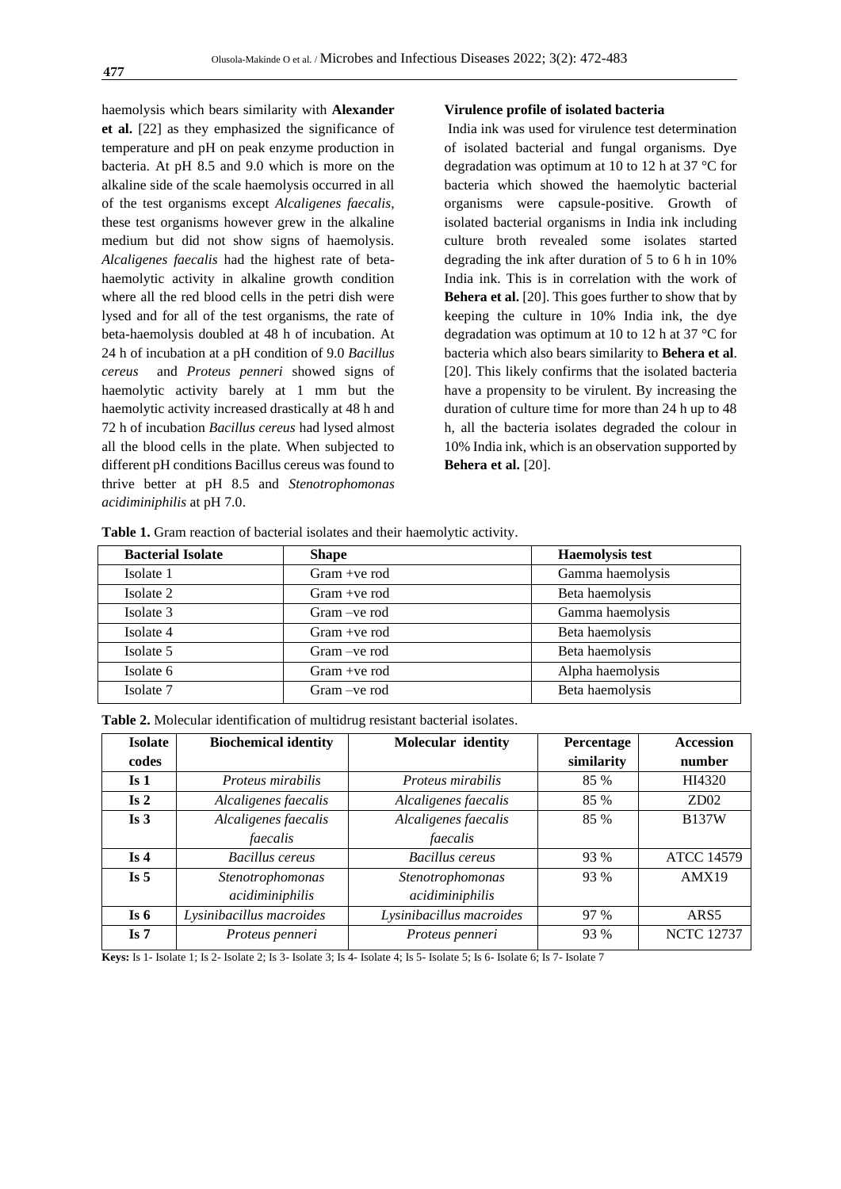haemolysis which bears similarity with **Alexander et al.** [22] as they emphasized the significance of temperature and pH on peak enzyme production in bacteria. At pH 8.5 and 9.0 which is more on the alkaline side of the scale haemolysis occurred in all of the test organisms except *Alcaligenes faecalis*, these test organisms however grew in the alkaline medium but did not show signs of haemolysis. *Alcaligenes faecalis* had the highest rate of beta-haemolytic activity in alkaline growth condition where all the red blood cells in the petri dish were lysed and for all of the test organisms, the rate of beta-haemolysis doubled at 48 h of incubation. At 24 h of incubation at a pH condition of 9.0 *Bacillus cereus* and *Proteus penneri* showed signs of haemolytic activity barely at 1 mm but the haemolytic activity increased drastically at 48 h and 72 h of incubation *Bacillus cereus* had lysed almost all the blood cells in the plate. When subjected to different pH conditions Bacillus cereus was found to thrive better at pH 8.5 and *Stenotrophomonas acidiminiphilis* at pH 7.0.

**Virulence profile of isolated bacteria**

India ink was used for virulence test determination of isolated bacterial and fungal organisms. Dye degradation was optimum at 10 to 12 h at 37 °C for bacteria which showed the haemolytic bacterial organisms were capsule-positive. Growth of isolated bacterial organisms in India ink including culture broth revealed some isolates started degrading the ink after duration of 5 to 6 h in 10% India ink. This is in correlation with the work of **Behera et al.** [20]. This goes further to show that by keeping the culture in 10% India ink, the dye degradation was optimum at 10 to 12 h at 37 °C for bacteria which also bears similarity to **Behera et al**. [20]. This likely confirms that the isolated bacteria have a propensity to be virulent. By increasing the duration of culture time for more than 24 h up to 48 h, all the bacteria isolates degraded the colour in 10% India ink, which is an observation supported by **Behera et al.** [20].

**Table 1.** Gram reaction of bacterial isolates and their haemolytic activity.

| Bacterial Isolate | Shape | Haemolysis test |
|---|---|---|
| Isolate 1 | Gram +ve rod | Gamma haemolysis |
| Isolate 2 | Gram +ve rod | Beta haemolysis |
| Isolate 3 | Gram –ve rod | Gamma haemolysis |
| Isolate 4 | Gram +ve rod | Beta haemolysis |
| Isolate 5 | Gram –ve rod | Beta haemolysis |
| Isolate 6 | Gram +ve rod | Alpha haemolysis |
| Isolate 7 | Gram –ve rod | Beta haemolysis |

**Table 2.** Molecular identification of multidrug resistant bacterial isolates.

| Isolate codes | Biochemical identity | Molecular identity | Percentage similarity | Accession number |
|---|---|---|---|---|
| **Is 1** | *Proteus mirabilis* | *Proteus mirabilis* | 85 % | HI4320 |
| **Is 2** | *Alcaligenes faecalis* | *Alcaligenes faecalis* | 85 % | ZD02 |
| **Is 3** | *Alcaligenes faecalis faecalis* | *Alcaligenes faecalis faecalis* | 85 % | B137W |
| **Is 4** | *Bacillus cereus* | *Bacillus cereus* | 93 % | ATCC 14579 |
| **Is 5** | *Stenotrophomonas acidiminiphilis* | *Stenotrophomonas acidiminiphilis* | 93 % | AMX19 |
| **Is 6** | *Lysinibacillus macroides* | *Lysinibacillus macroides* | 97 % | ARS5 |
| **Is 7** | *Proteus penneri* | *Proteus penneri* | 93 % | NCTC 12737 |

**Keys:** Is 1- Isolate 1; Is 2- Isolate 2; Is 3- Isolate 3; Is 4- Isolate 4; Is 5- Isolate 5; Is 6- Isolate 6; Is 7- Isolate 7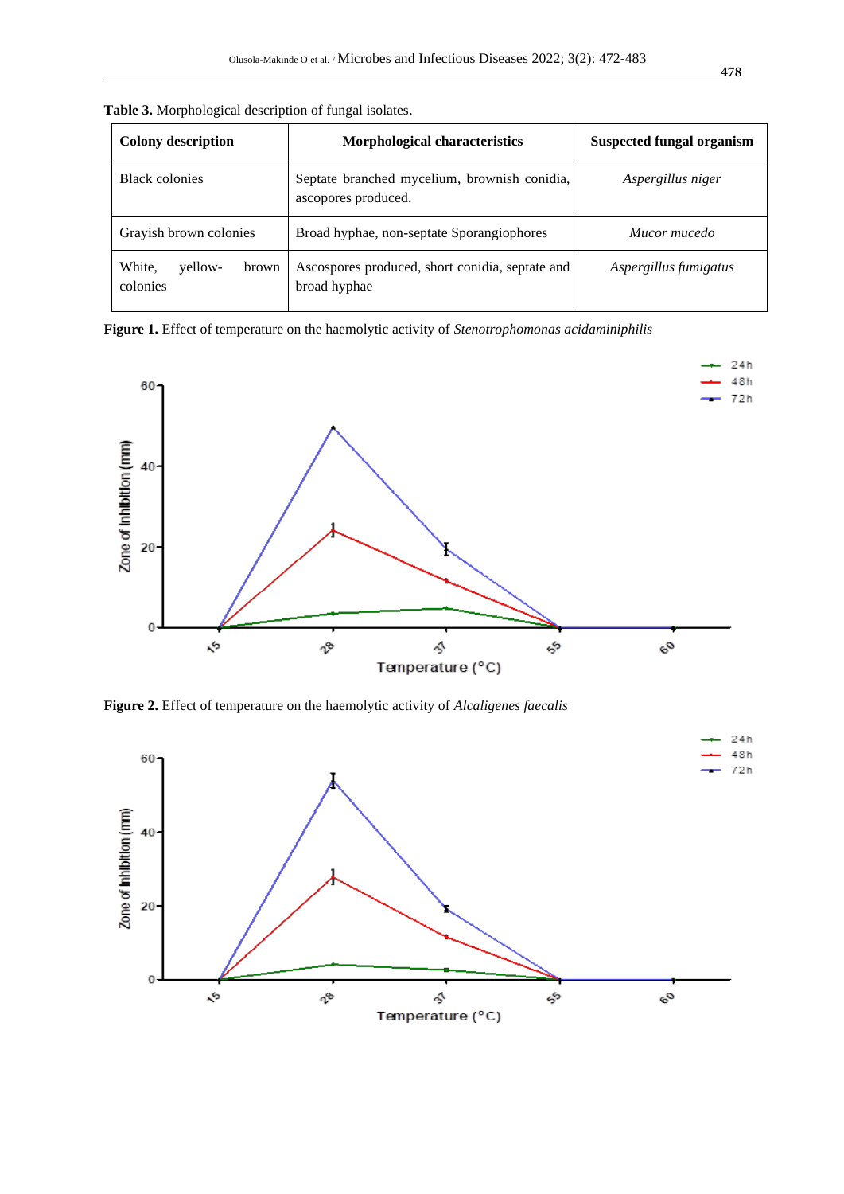**Table 3.** Morphological description of fungal isolates.

| Colony description | Morphological characteristics | Suspected fungal organism |
|---|---|---|
| Black colonies | Septate branched mycelium, brownish conidia, ascopores produced. | *Aspergillus niger* |
| Grayish brown colonies | Broad hyphae, non-septate Sporangiophores | *Mucor mucedo* |
| White, yellow- brown colonies | Ascospores produced, short conidia, septate and broad hyphae | *Aspergillus fumigatus* |

**Figure 1.** Effect of temperature on the haemolytic activity of *Stenotrophomonas acidaminiphilis*

**Figure 2.** Effect of temperature on the haemolytic activity of *Alcaligenes faecalis*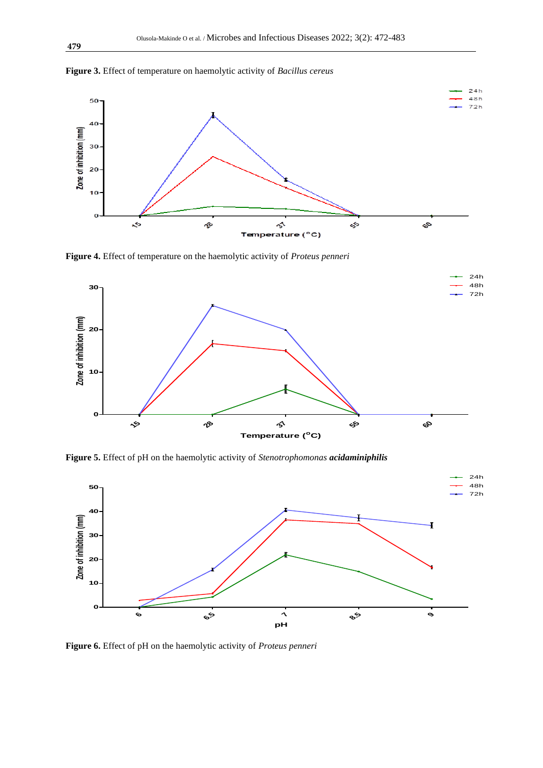**Figure 3.** Effect of temperature on haemolytic activity of *Bacillus cereus*

**Figure 4.** Effect of temperature on the haemolytic activity of *Proteus penneri*

**Figure 5.** Effect of pH on the haemolytic activity of *Stenotrophomonas* ***acidaminiphilis***

**Figure 6.** Effect of pH on the haemolytic activity of *Proteus penneri*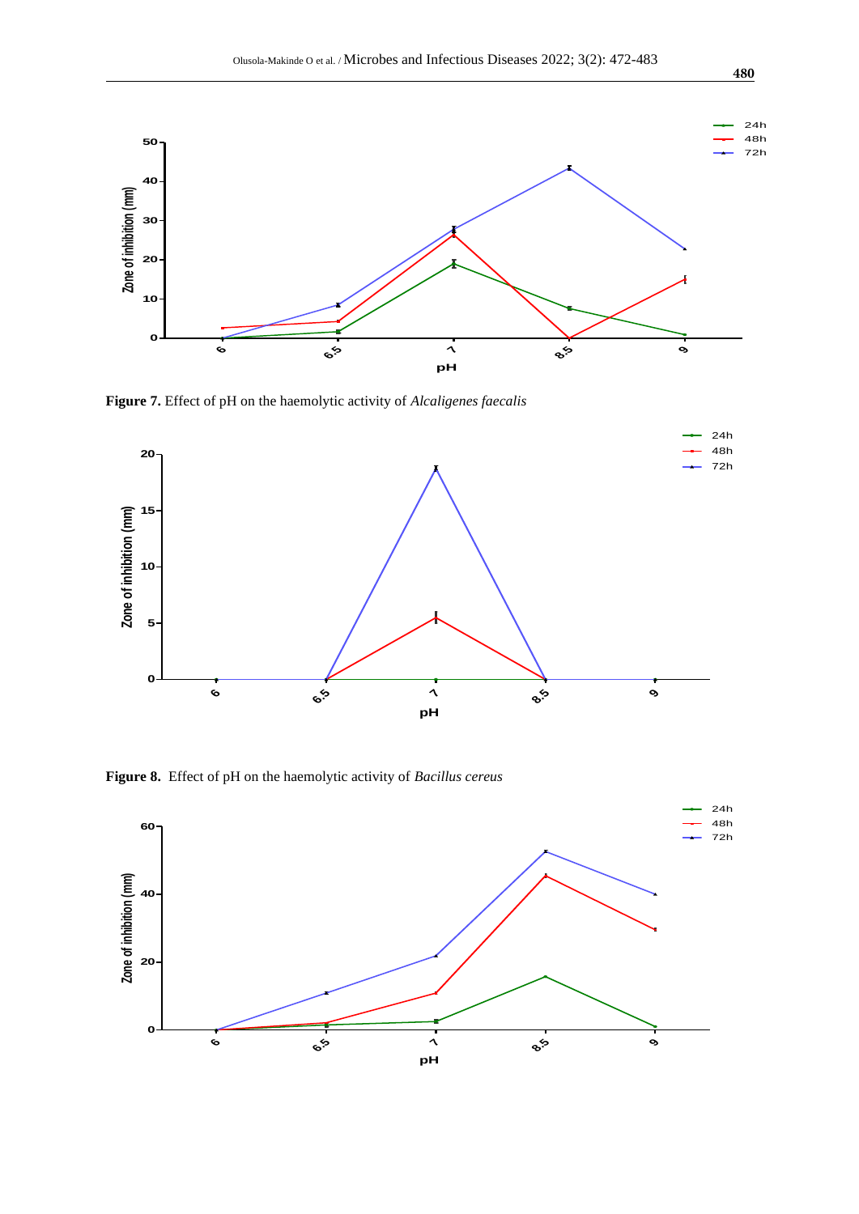Figure 7. Effect of pH on the haemolytic activity of *Alcaligenes faecalis*

Figure 8. Effect of pH on the haemolytic activity of *Bacillus cereus*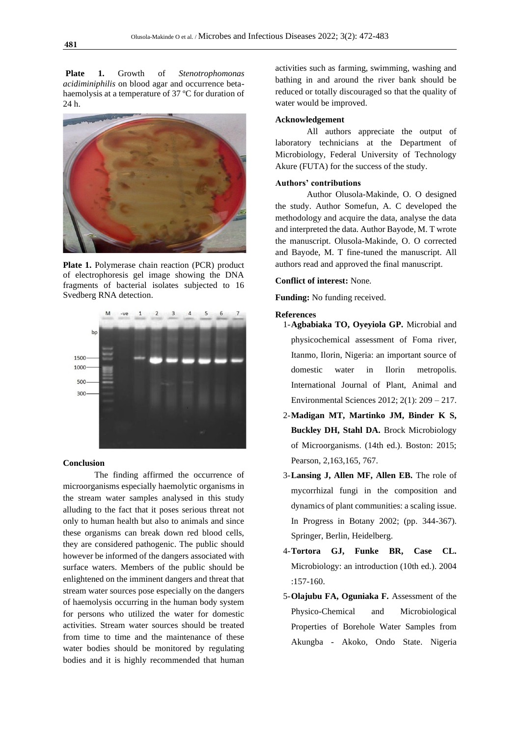**Plate 1.** Growth of *Stenotrophomonas acidiminiphilis* on blood agar and occurrence beta-haemolysis at a temperature of 37 ºC for duration of 24 h.

**Plate 1.** Polymerase chain reaction (PCR) product of electrophoresis gel image showing the DNA fragments of bacterial isolates subjected to 16 Svedberg RNA detection.

## Conclusion

The finding affirmed the occurrence of microorganisms especially haemolytic organisms in the stream water samples analysed in this study alluding to the fact that it poses serious threat not only to human health but also to animals and since these organisms can break down red blood cells, they are considered pathogenic. The public should however be informed of the dangers associated with surface waters. Members of the public should be enlightened on the imminent dangers and threat that stream water sources pose especially on the dangers of haemolysis occurring in the human body system for persons who utilized the water for domestic activities. Stream water sources should be treated from time to time and the maintenance of these water bodies should be monitored by regulating bodies and it is highly recommended that human activities such as farming, swimming, washing and bathing in and around the river bank should be reduced or totally discouraged so that the quality of water would be improved.

## Acknowledgement

All authors appreciate the output of laboratory technicians at the Department of Microbiology, Federal University of Technology Akure (FUTA) for the success of the study.

## Authors' contributions

Author Olusola-Makinde, O. O designed the study. Author Somefun, A. C developed the methodology and acquire the data, analyse the data and interpreted the data. Author Bayode, M. T wrote the manuscript. Olusola-Makinde, O. O corrected and Bayode, M. T fine-tuned the manuscript. All authors read and approved the final manuscript.

**Conflict of interest:** None.

**Funding:** No funding received.

## References

1- **Agbabiaka TO, Oyeyiola GP.** Microbial and physicochemical assessment of Foma river, Itanmo, Ilorin, Nigeria: an important source of domestic water in Ilorin metropolis. International Journal of Plant, Animal and Environmental Sciences 2012; 2(1): 209 – 217.

2- **Madigan MT, Martinko JM, Binder K S, Buckley DH, Stahl DA.** Brock Microbiology of Microorganisms. (14th ed.). Boston: 2015; Pearson, 2,163,165, 767.

3- **Lansing J, Allen MF, Allen EB.** The role of mycorrhizal fungi in the composition and dynamics of plant communities: a scaling issue. In Progress in Botany 2002; (pp. 344-367). Springer, Berlin, Heidelberg.

4- **Tortora GJ, Funke BR, Case CL.** Microbiology: an introduction (10th ed.). 2004 :157-160.

5- **Olajubu FA, Oguniaka F.** Assessment of the Physico-Chemical and Microbiological Properties of Borehole Water Samples from Akungba - Akoko, Ondo State. Nigeria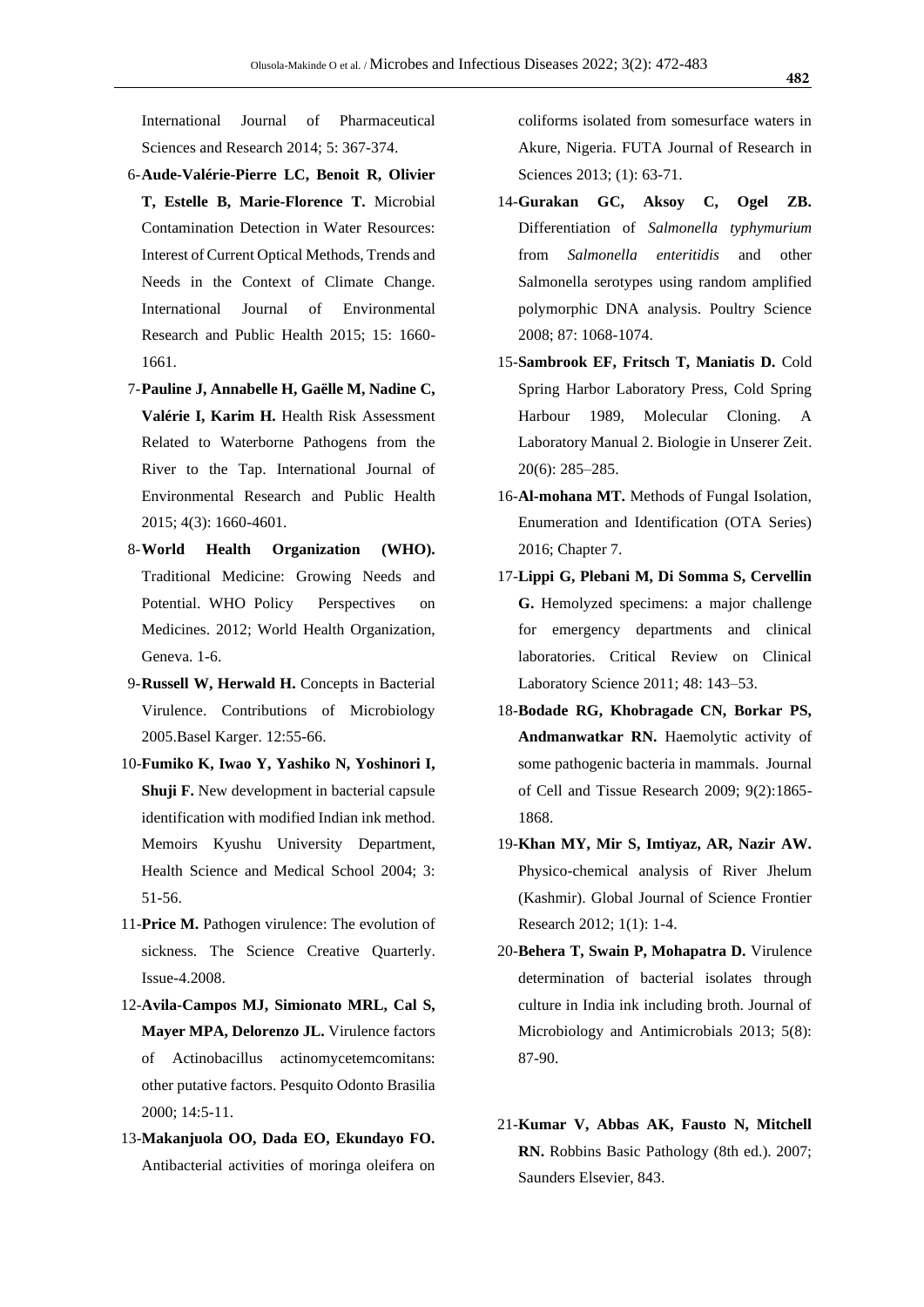International Journal of Pharmaceutical Sciences and Research 2014; 5: 367-374.

6-**Aude-Valérie-Pierre LC, Benoit R, Olivier T, Estelle B, Marie-Florence T.** Microbial Contamination Detection in Water Resources: Interest of Current Optical Methods, Trends and Needs in the Context of Climate Change. International Journal of Environmental Research and Public Health 2015; 15: 1660-1661.

7-**Pauline J, Annabelle H, Gaëlle M, Nadine C, Valérie I, Karim H.** Health Risk Assessment Related to Waterborne Pathogens from the River to the Tap. International Journal of Environmental Research and Public Health 2015; 4(3): 1660-4601.

8-**World Health Organization (WHO).** Traditional Medicine: Growing Needs and Potential. WHO Policy Perspectives on Medicines. 2012; World Health Organization, Geneva. 1-6.

9-**Russell W, Herwald H.** Concepts in Bacterial Virulence. Contributions of Microbiology 2005.Basel Karger. 12:55-66.

10-**Fumiko K, Iwao Y, Yashiko N, Yoshinori I, Shuji F.** New development in bacterial capsule identification with modified Indian ink method. Memoirs Kyushu University Department, Health Science and Medical School 2004; 3: 51-56.

11-**Price M.** Pathogen virulence: The evolution of sickness. The Science Creative Quarterly. Issue-4.2008.

12-**Avila-Campos MJ, Simionato MRL, Cal S, Mayer MPA, Delorenzo JL.** Virulence factors of Actinobacillus actinomycetemcomitans: other putative factors. Pesquito Odonto Brasilia 2000; 14:5-11.

13-**Makanjuola OO, Dada EO, Ekundayo FO.** Antibacterial activities of moringa oleifera on coliforms isolated from somesurface waters in Akure, Nigeria. FUTA Journal of Research in Sciences 2013; (1): 63-71.

14-**Gurakan GC, Aksoy C, Ogel ZB.** Differentiation of *Salmonella typhymurium* from *Salmonella enteritidis* and other Salmonella serotypes using random amplified polymorphic DNA analysis. Poultry Science 2008; 87: 1068-1074.

15-**Sambrook EF, Fritsch T, Maniatis D.** Cold Spring Harbor Laboratory Press, Cold Spring Harbour 1989, Molecular Cloning. A Laboratory Manual 2. Biologie in Unserer Zeit. 20(6): 285–285.

16-**Al-mohana MT.** Methods of Fungal Isolation, Enumeration and Identification (OTA Series) 2016; Chapter 7.

17-**Lippi G, Plebani M, Di Somma S, Cervellin G.** Hemolyzed specimens: a major challenge for emergency departments and clinical laboratories. Critical Review on Clinical Laboratory Science 2011; 48: 143–53.

18-**Bodade RG, Khobragade CN, Borkar PS, Andmanwatkar RN.** Haemolytic activity of some pathogenic bacteria in mammals. Journal of Cell and Tissue Research 2009; 9(2):1865-1868.

19-**Khan MY, Mir S, Imtiyaz, AR, Nazir AW.** Physico-chemical analysis of River Jhelum (Kashmir). Global Journal of Science Frontier Research 2012; 1(1): 1-4.

20-**Behera T, Swain P, Mohapatra D.** Virulence determination of bacterial isolates through culture in India ink including broth. Journal of Microbiology and Antimicrobials 2013; 5(8): 87-90.

21-**Kumar V, Abbas AK, Fausto N, Mitchell RN.** Robbins Basic Pathology (8th ed.). 2007; Saunders Elsevier, 843.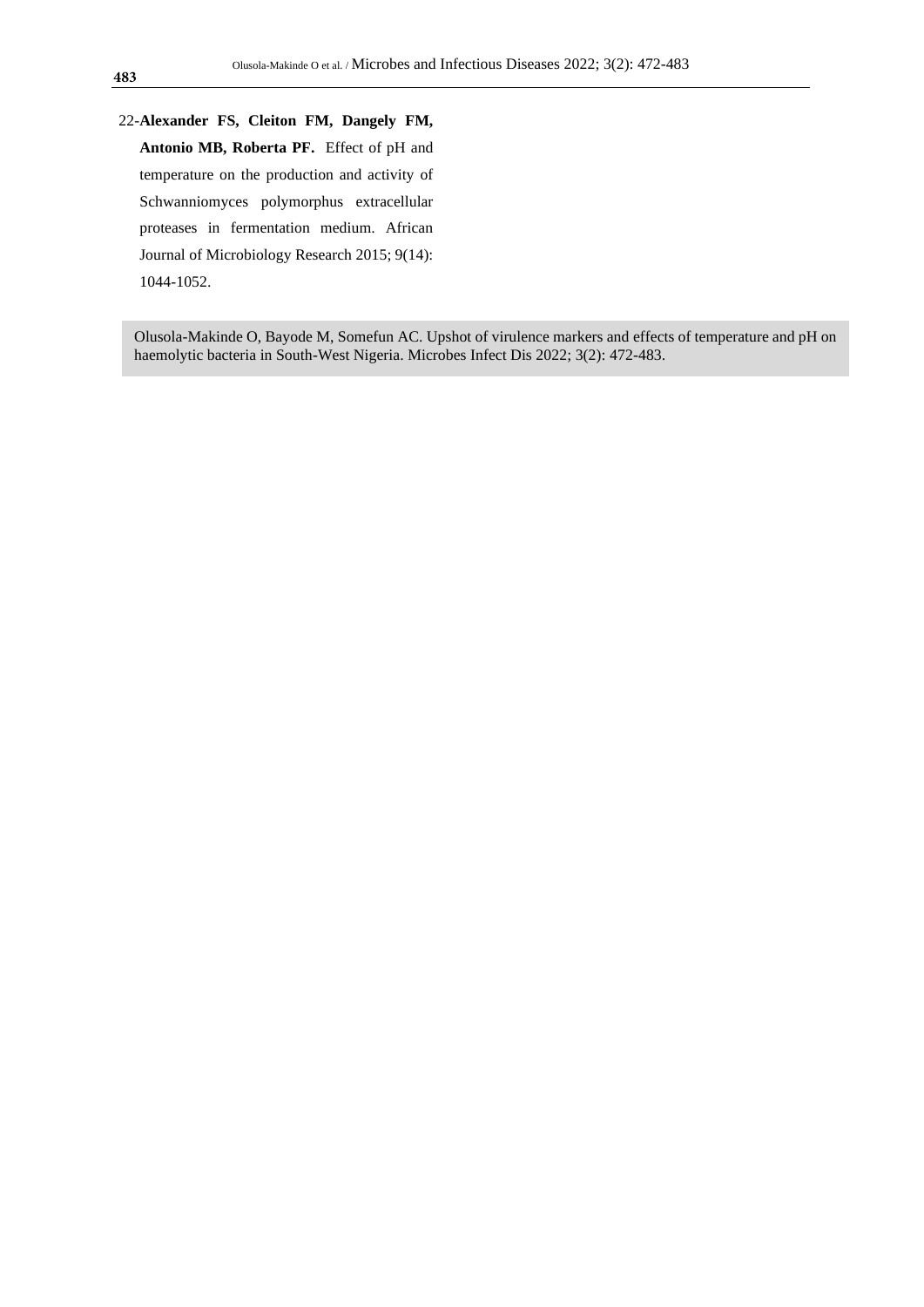22-**Alexander FS, Cleiton FM, Dangely FM, Antonio MB, Roberta PF.** Effect of pH and temperature on the production and activity of Schwanniomyces polymorphus extracellular proteases in fermentation medium. African Journal of Microbiology Research 2015; 9(14): 1044-1052.

Olusola-Makinde O, Bayode M, Somefun AC. Upshot of virulence markers and effects of temperature and pH on haemolytic bacteria in South-West Nigeria. Microbes Infect Dis 2022; 3(2): 472-483.